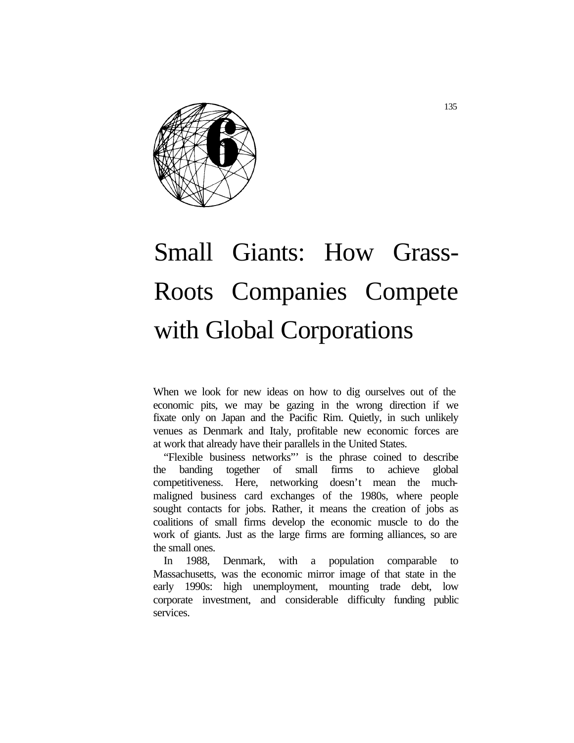# 6

# Small Giants: How Grass-Roots Companies Compete with Global Corporations

When we look for new ideas on how to dig ourselves out of the economic pits, we may be gazing in the wrong direction if we fixate only on Japan and the Pacific Rim. Quietly, in such unlikely venues as Denmark and Italy, profitable new economic forces are at work that already have their parallels in the United States.

"Flexible business networks"' is the phrase coined to describe the banding together of small firms to achieve global competitiveness. Here, networking doesn't mean the much-maligned business card exchanges of the 1980s, where people sought contacts for jobs. Rather, it means the creation of jobs as coalitions of small firms develop the economic muscle to do the work of giants. Just as the large firms are forming alliances, so are the small ones.

In 1988, Denmark, with a population comparable to Massachusetts, was the economic mirror image of that state in the early 1990s: high unemployment, mounting trade debt, low corporate investment, and considerable difficulty funding public services.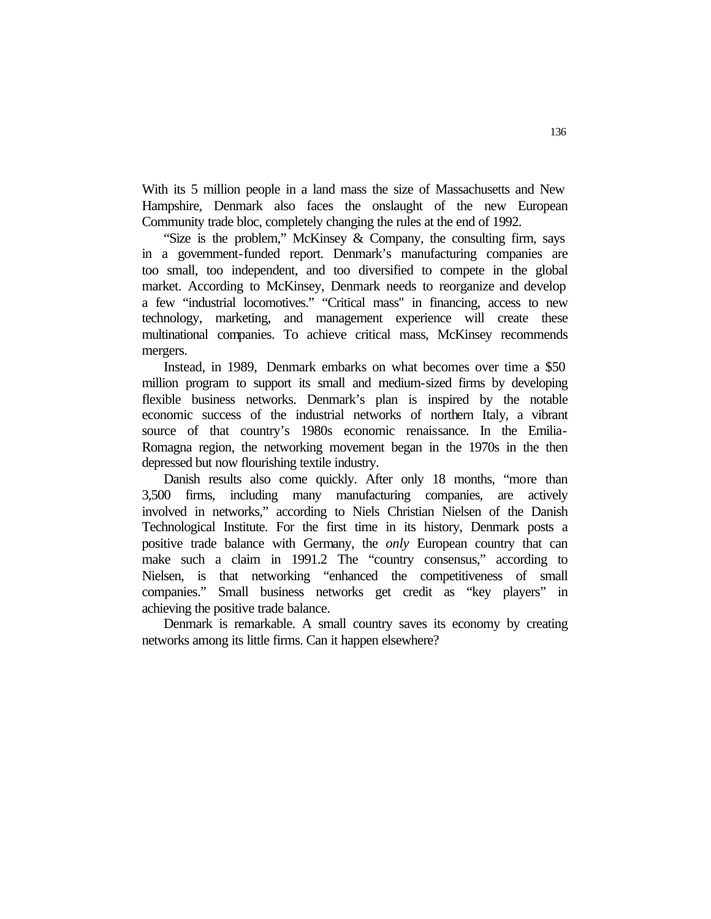With its 5 million people in a land mass the size of Massachusetts and New Hampshire, Denmark also faces the onslaught of the new European Community trade bloc, completely changing the rules at the end of 1992.

"Size is the problem," McKinsey & Company, the consulting firm, says in a government-funded report. Denmark's manufacturing companies are too small, too independent, and too diversified to compete in the global market. According to McKinsey, Denmark needs to reorganize and develop a few "industrial locomotives." "Critical mass" in financing, access to new technology, marketing, and management experience will create these multinational companies. To achieve critical mass, McKinsey recommends mergers.

Instead, in 1989, Denmark embarks on what becomes over time a $50 million program to support its small and medium-sized firms by developing flexible business networks. Denmark's plan is inspired by the notable economic success of the industrial networks of northern Italy, a vibrant source of that country's 1980s economic renaissance. In the Emilia-Romagna region, the networking movement began in the 1970s in the then depressed but now flourishing textile industry.

Danish results also come quickly. After only 18 months, "more than 3,500 firms, including many manufacturing companies, are actively involved in networks," according to Niels Christian Nielsen of the Danish Technological Institute. For the first time in its history, Denmark posts a positive trade balance with Germany, the *only* European country that can make such a claim in 1991.[2] The "country consensus," according to Nielsen, is that networking "enhanced the competitiveness of small companies." Small business networks get credit as "key players" in achieving the positive trade balance.

Denmark is remarkable. A small country saves its economy by creating networks among its little firms. Can it happen elsewhere?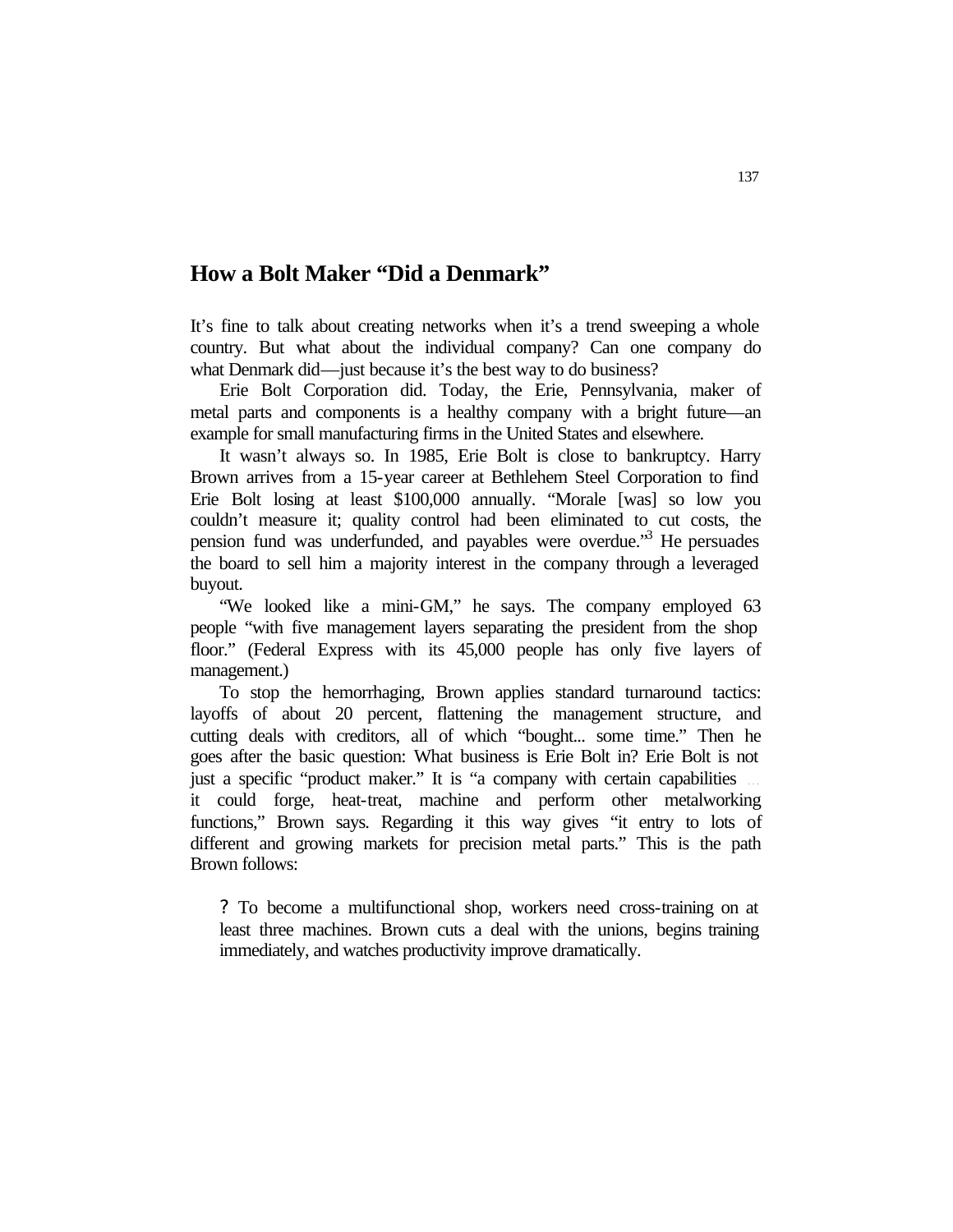## How a Bolt Maker "Did a Denmark"

It's fine to talk about creating networks when it's a trend sweeping a whole country. But what about the individual company? Can one company do what Denmark did—just because it's the best way to do business?

Erie Bolt Corporation did. Today, the Erie, Pennsylvania, maker of metal parts and components is a healthy company with a bright future—an example for small manufacturing firms in the United States and elsewhere.

It wasn't always so. In 1985, Erie Bolt is close to bankruptcy. Harry Brown arrives from a 15-year career at Bethlehem Steel Corporation to find Erie Bolt losing at least $100,000 annually. "Morale [was] so low you couldn't measure it; quality control had been eliminated to cut costs, the pension fund was underfunded, and payables were overdue."[3] He persuades the board to sell him a majority interest in the company through a leveraged buyout.

"We looked like a mini-GM," he says. The company employed 63 people "with five management layers separating the president from the shop floor." (Federal Express with its 45,000 people has only five layers of management.)

To stop the hemorrhaging, Brown applies standard turnaround tactics: layoffs of about 20 percent, flattening the management structure, and cutting deals with creditors, all of which "bought... some time." Then he goes after the basic question: What business is Erie Bolt in? Erie Bolt is not just a specific "product maker." It is "a company with certain capabilities ... it could forge, heat-treat, machine and perform other metalworking functions," Brown says. Regarding it this way gives "it entry to lots of different and growing markets for precision metal parts." This is the path Brown follows:

- To become a multifunctional shop, workers need cross-training on at least three machines. Brown cuts a deal with the unions, begins training immediately, and watches productivity improve dramatically.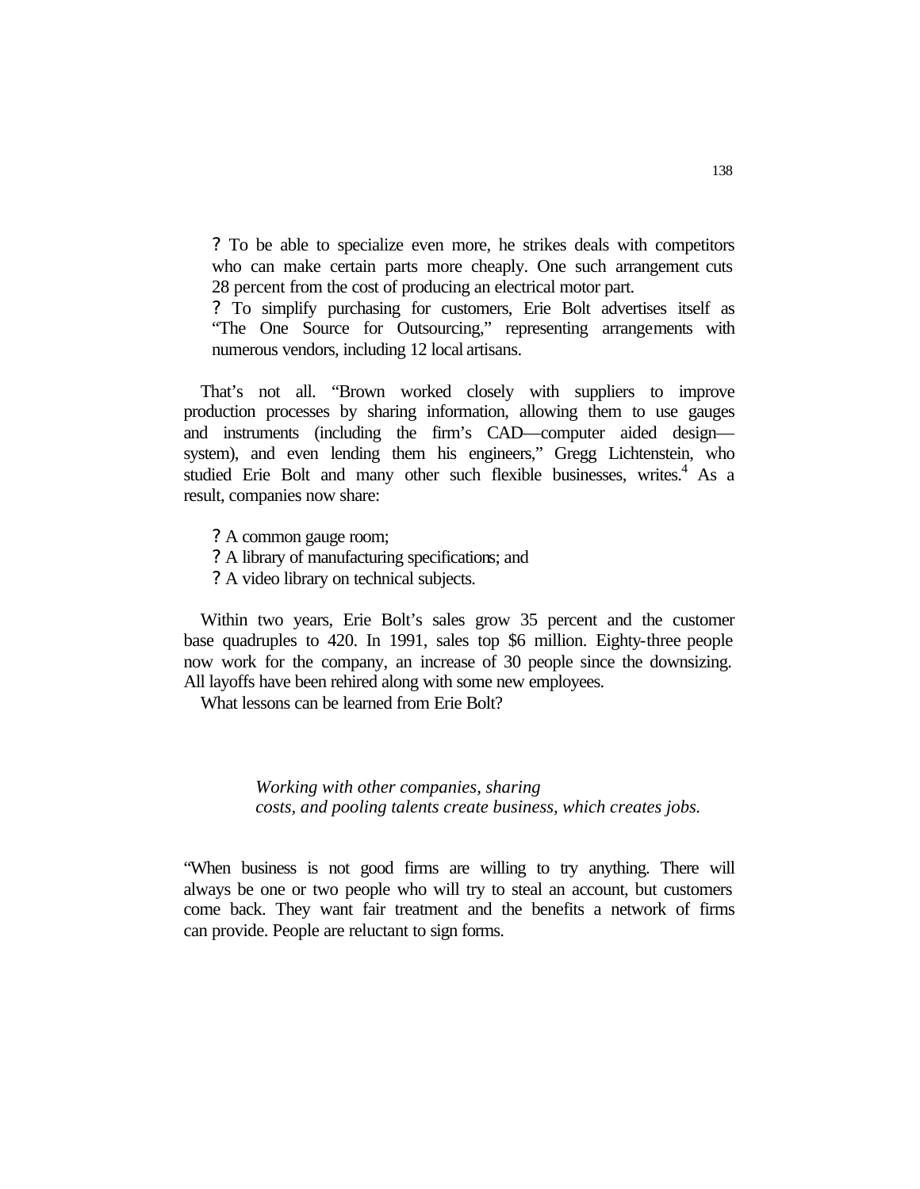- To be able to specialize even more, he strikes deals with competitors who can make certain parts more cheaply. One such arrangement cuts 28 percent from the cost of producing an electrical motor part.
- To simplify purchasing for customers, Erie Bolt advertises itself as "The One Source for Outsourcing," representing arrangements with numerous vendors, including 12 local artisans.

That's not all. "Brown worked closely with suppliers to improve production processes by sharing information, allowing them to use gauges and instruments (including the firm's CAD—computer aided design—system), and even lending them his engineers," Gregg Lichtenstein, who studied Erie Bolt and many other such flexible businesses, writes.[4] As a result, companies now share:

- A common gauge room;
- A library of manufacturing specifications; and
- A video library on technical subjects.

Within two years, Erie Bolt's sales grow 35 percent and the customer base quadruples to 420. In 1991, sales top $6 million. Eighty-three people now work for the company, an increase of 30 people since the downsizing. All layoffs have been rehired along with some new employees.

What lessons can be learned from Erie Bolt?

*Working with other companies, sharing costs, and pooling talents create business, which creates jobs.*

"When business is not good firms are willing to try anything. There will always be one or two people who will try to steal an account, but customers come back. They want fair treatment and the benefits a network of firms can provide. People are reluctant to sign forms.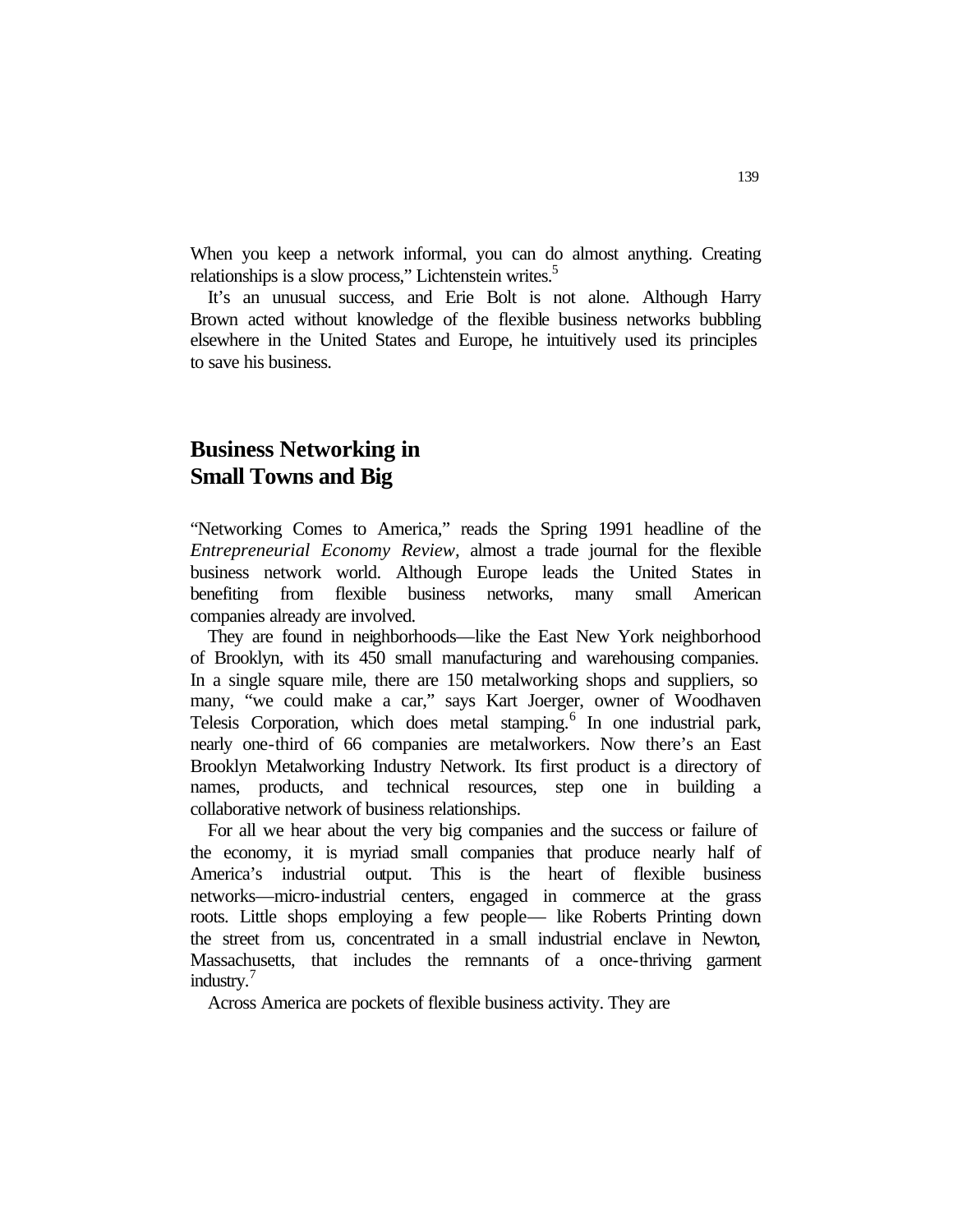When you keep a network informal, you can do almost anything. Creating relationships is a slow process," Lichtenstein writes.[5]

It's an unusual success, and Erie Bolt is not alone. Although Harry Brown acted without knowledge of the flexible business networks bubbling elsewhere in the United States and Europe, he intuitively used its principles to save his business.

## Business Networking in Small Towns and Big

"Networking Comes to America," reads the Spring 1991 headline of the *Entrepreneurial Economy Review*, almost a trade journal for the flexible business network world. Although Europe leads the United States in benefiting from flexible business networks, many small American companies already are involved.

They are found in neighborhoods—like the East New York neighborhood of Brooklyn, with its 450 small manufacturing and warehousing companies. In a single square mile, there are 150 metalworking shops and suppliers, so many, "we could make a car," says Kart Joerger, owner of Woodhaven Telesis Corporation, which does metal stamping.[6] In one industrial park, nearly one-third of 66 companies are metalworkers. Now there's an East Brooklyn Metalworking Industry Network. Its first product is a directory of names, products, and technical resources, step one in building a collaborative network of business relationships.

For all we hear about the very big companies and the success or failure of the economy, it is myriad small companies that produce nearly half of America's industrial output. This is the heart of flexible business networks—micro-industrial centers, engaged in commerce at the grass roots. Little shops employing a few people— like Roberts Printing down the street from us, concentrated in a small industrial enclave in Newton, Massachusetts, that includes the remnants of a once-thriving garment industry.[7]

Across America are pockets of flexible business activity. They are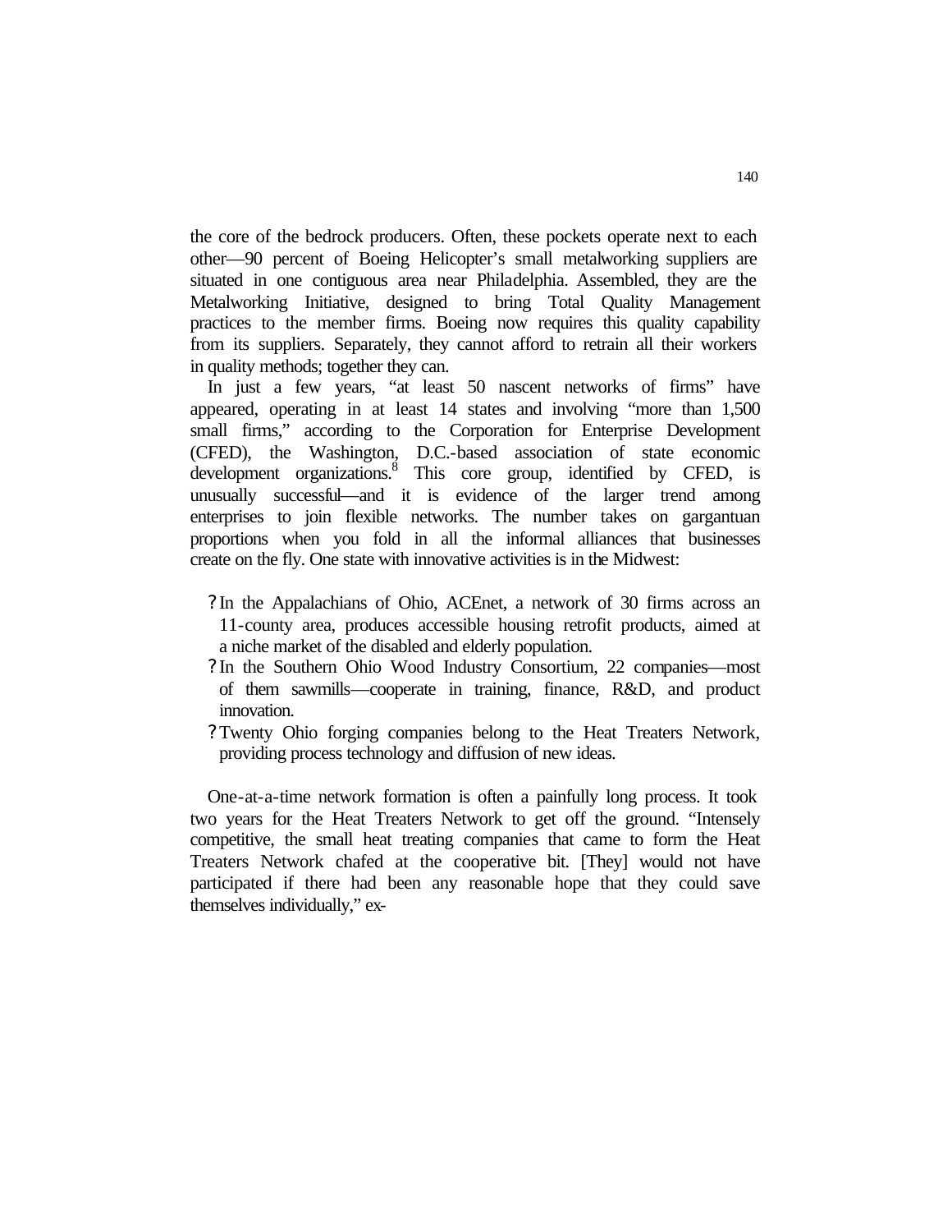the core of the bedrock producers. Often, these pockets operate next to each other—90 percent of Boeing Helicopter's small metalworking suppliers are situated in one contiguous area near Philadelphia. Assembled, they are the Metalworking Initiative, designed to bring Total Quality Management practices to the member firms. Boeing now requires this quality capability from its suppliers. Separately, they cannot afford to retrain all their workers in quality methods; together they can.

In just a few years, "at least 50 nascent networks of firms" have appeared, operating in at least 14 states and involving "more than 1,500 small firms," according to the Corporation for Enterprise Development (CFED), the Washington, D.C.-based association of state economic development organizations.[8] This core group, identified by CFED, is unusually successful—and it is evidence of the larger trend among enterprises to join flexible networks. The number takes on gargantuan proportions when you fold in all the informal alliances that businesses create on the fly. One state with innovative activities is in the Midwest:

- In the Appalachians of Ohio, ACEnet, a network of 30 firms across an 11-county area, produces accessible housing retrofit products, aimed at a niche market of the disabled and elderly population.
- In the Southern Ohio Wood Industry Consortium, 22 companies—most of them sawmills—cooperate in training, finance, R&D, and product innovation.
- Twenty Ohio forging companies belong to the Heat Treaters Network, providing process technology and diffusion of new ideas.

One-at-a-time network formation is often a painfully long process. It took two years for the Heat Treaters Network to get off the ground. "Intensely competitive, the small heat treating companies that came to form the Heat Treaters Network chafed at the cooperative bit. [They] would not have participated if there had been any reasonable hope that they could save themselves individually," ex-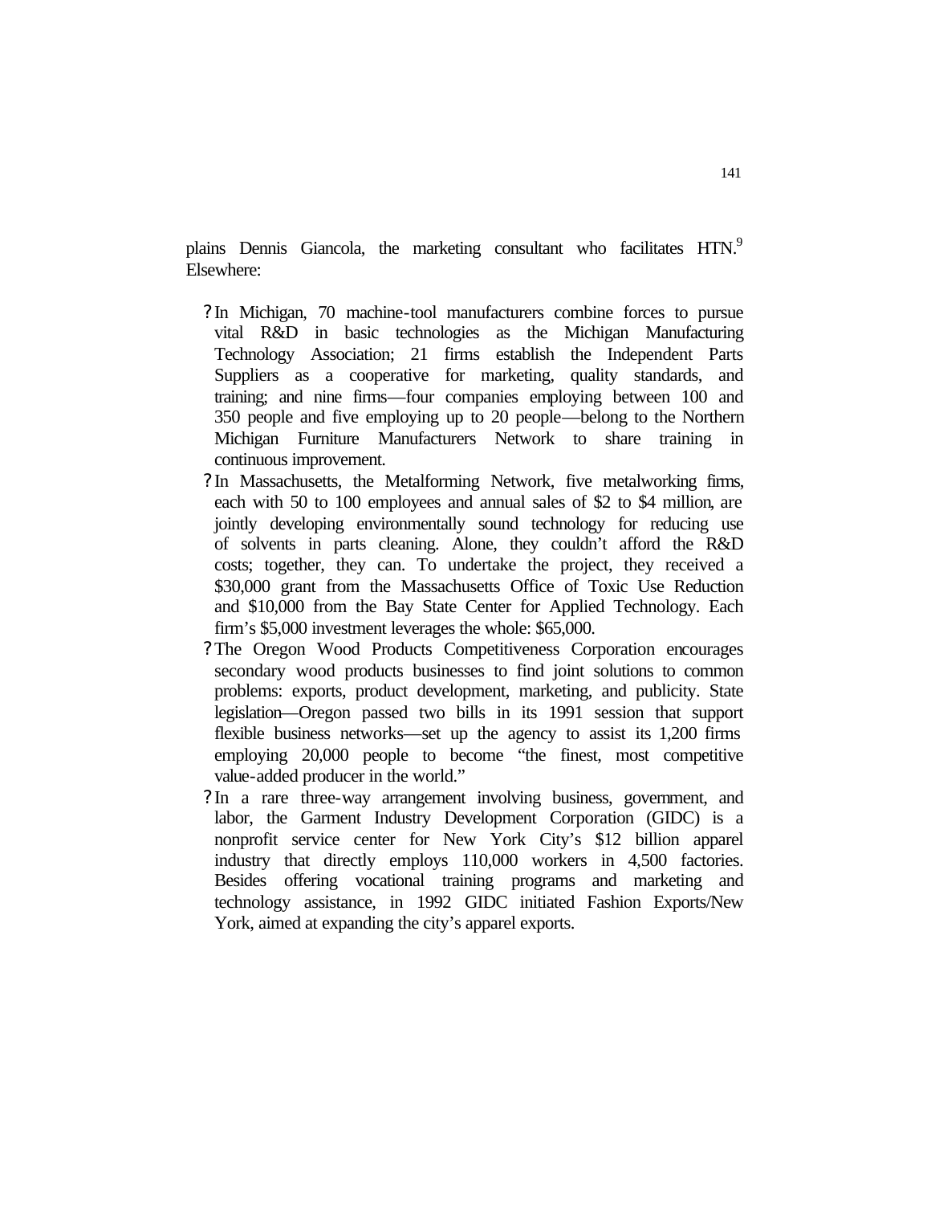plains Dennis Giancola, the marketing consultant who facilitates HTN.[9] Elsewhere:

- In Michigan, 70 machine-tool manufacturers combine forces to pursue vital R&D in basic technologies as the Michigan Manufacturing Technology Association; 21 firms establish the Independent Parts Suppliers as a cooperative for marketing, quality standards, and training; and nine firms—four companies employing between 100 and 350 people and five employing up to 20 people—belong to the Northern Michigan Furniture Manufacturers Network to share training in continuous improvement.
- In Massachusetts, the Metalforming Network, five metalworking firms, each with 50 to 100 employees and annual sales of $2 to $4 million, are jointly developing environmentally sound technology for reducing use of solvents in parts cleaning. Alone, they couldn't afford the R&D costs; together, they can. To undertake the project, they received a $30,000 grant from the Massachusetts Office of Toxic Use Reduction and $10,000 from the Bay State Center for Applied Technology. Each firm's $5,000 investment leverages the whole: $65,000.
- The Oregon Wood Products Competitiveness Corporation encourages secondary wood products businesses to find joint solutions to common problems: exports, product development, marketing, and publicity. State legislation—Oregon passed two bills in its 1991 session that support flexible business networks—set up the agency to assist its 1,200 firms employing 20,000 people to become "the finest, most competitive value-added producer in the world."
- In a rare three-way arrangement involving business, government, and labor, the Garment Industry Development Corporation (GIDC) is a nonprofit service center for New York City's $12 billion apparel industry that directly employs 110,000 workers in 4,500 factories. Besides offering vocational training programs and marketing and technology assistance, in 1992 GIDC initiated Fashion Exports/New York, aimed at expanding the city's apparel exports.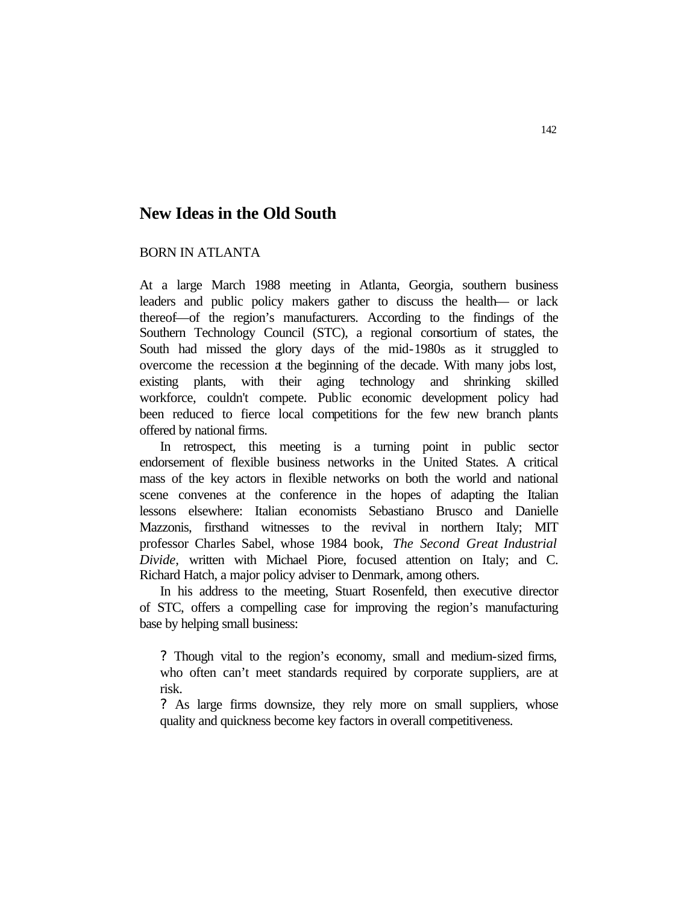## New Ideas in the Old South

### BORN IN ATLANTA

At a large March 1988 meeting in Atlanta, Georgia, southern business leaders and public policy makers gather to discuss the health— or lack thereof—of the region's manufacturers. According to the findings of the Southern Technology Council (STC), a regional consortium of states, the South had missed the glory days of the mid-1980s as it struggled to overcome the recession at the beginning of the decade. With many jobs lost, existing plants, with their aging technology and shrinking skilled workforce, couldn't compete. Public economic development policy had been reduced to fierce local competitions for the few new branch plants offered by national firms.

In retrospect, this meeting is a turning point in public sector endorsement of flexible business networks in the United States. A critical mass of the key actors in flexible networks on both the world and national scene convenes at the conference in the hopes of adapting the Italian lessons elsewhere: Italian economists Sebastiano Brusco and Danielle Mazzonis, firsthand witnesses to the revival in northern Italy; MIT professor Charles Sabel, whose 1984 book, *The Second Great Industrial Divide*, written with Michael Piore, focused attention on Italy; and C. Richard Hatch, a major policy adviser to Denmark, among others.

In his address to the meeting, Stuart Rosenfeld, then executive director of STC, offers a compelling case for improving the region's manufacturing base by helping small business:

- Though vital to the region's economy, small and medium-sized firms, who often can't meet standards required by corporate suppliers, are at risk.
- As large firms downsize, they rely more on small suppliers, whose quality and quickness become key factors in overall competitiveness.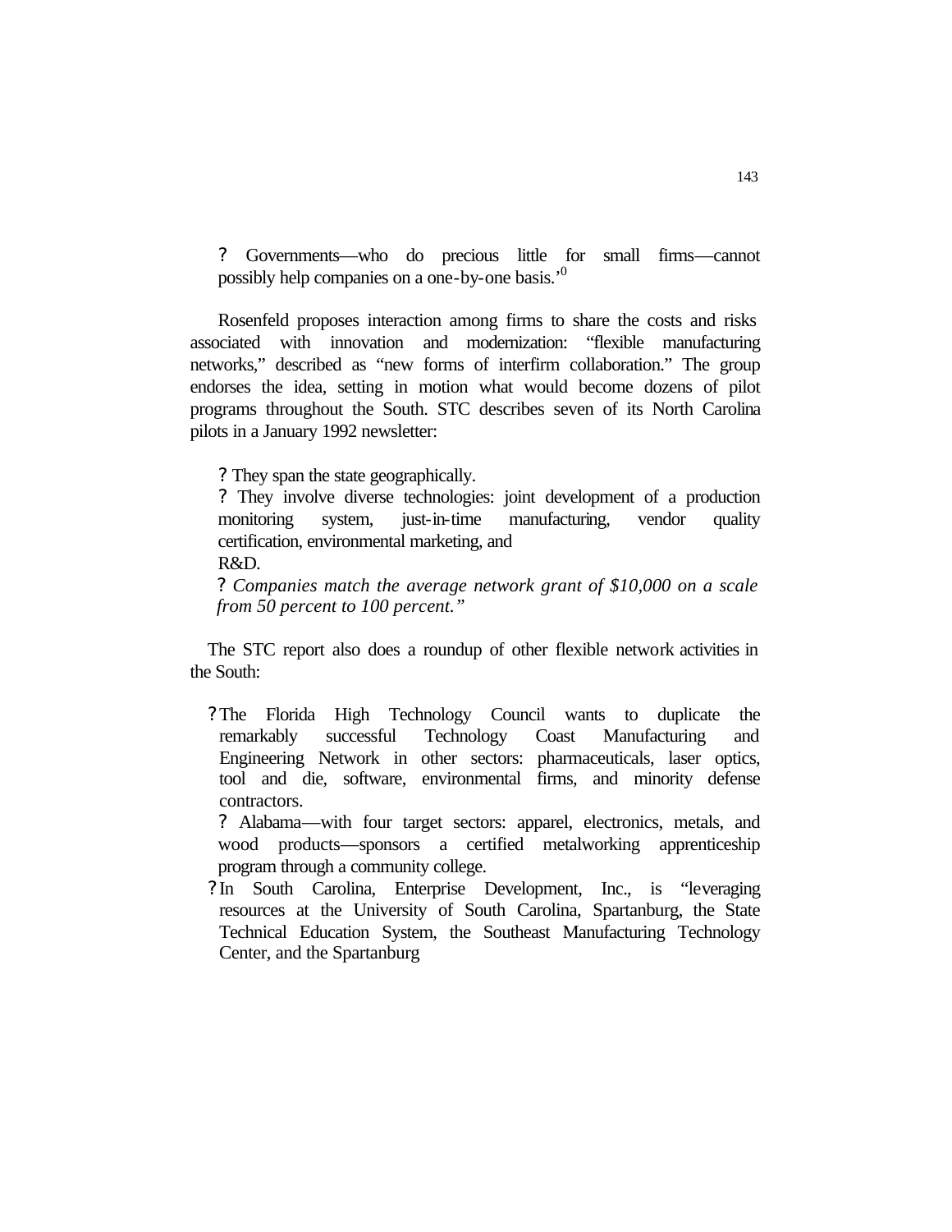- Governments—who do precious little for small firms—cannot possibly help companies on a one-by-one basis.’[0]

Rosenfeld proposes interaction among firms to share the costs and risks associated with innovation and modernization: “flexible manufacturing networks,” described as “new forms of interfirm collaboration.” The group endorses the idea, setting in motion what would become dozens of pilot programs throughout the South. STC describes seven of its North Carolina pilots in a January 1992 newsletter:

- They span the state geographically.
- They involve diverse technologies: joint development of a production monitoring system, just-in-time manufacturing, vendor quality certification, environmental marketing, and R&D.
- *Companies match the average network grant of $10,000 on a scale from 50 percent to 100 percent.”*

The STC report also does a roundup of other flexible network activities in the South:

- The Florida High Technology Council wants to duplicate the remarkably successful Technology Coast Manufacturing and Engineering Network in other sectors: pharmaceuticals, laser optics, tool and die, software, environmental firms, and minority defense contractors.
- Alabama—with four target sectors: apparel, electronics, metals, and wood products—sponsors a certified metalworking apprenticeship program through a community college.
- In South Carolina, Enterprise Development, Inc., is “leveraging resources at the University of South Carolina, Spartanburg, the State Technical Education System, the Southeast Manufacturing Technology Center, and the Spartanburg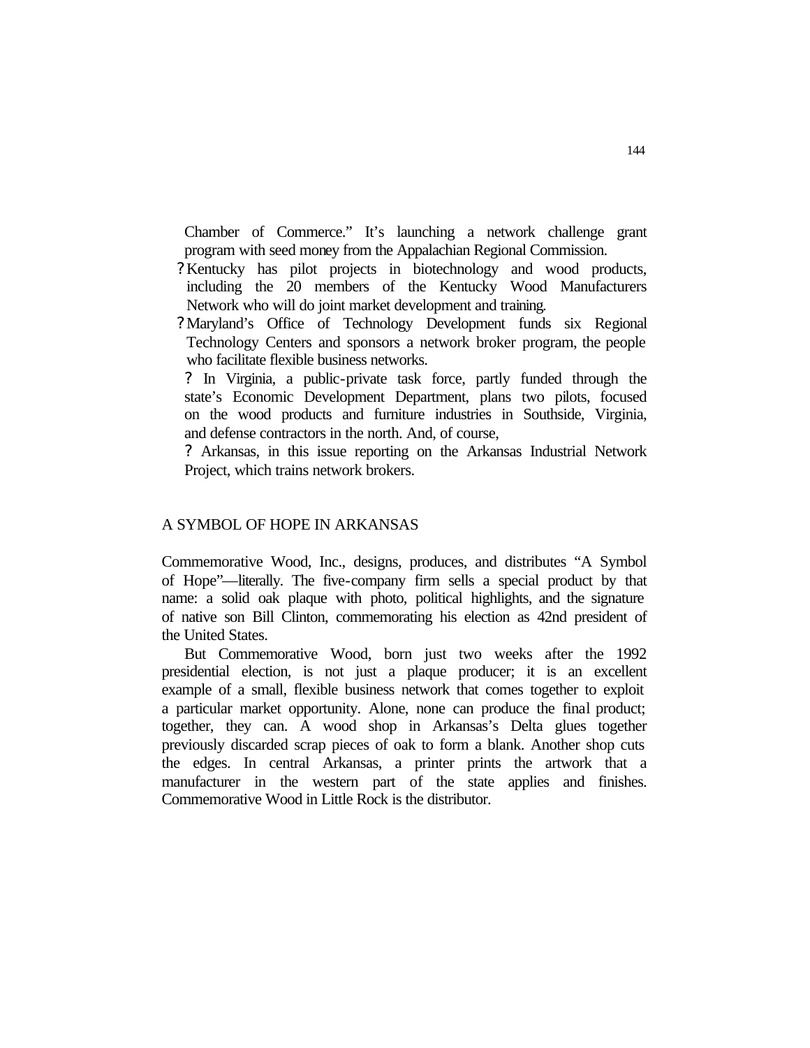Chamber of Commerce." It's launching a network challenge grant program with seed money from the Appalachian Regional Commission.

- Kentucky has pilot projects in biotechnology and wood products, including the 20 members of the Kentucky Wood Manufacturers Network who will do joint market development and training.
- Maryland's Office of Technology Development funds six Regional Technology Centers and sponsors a network broker program, the people who facilitate flexible business networks.
- In Virginia, a public-private task force, partly funded through the state's Economic Development Department, plans two pilots, focused on the wood products and furniture industries in Southside, Virginia, and defense contractors in the north. And, of course,
- Arkansas, in this issue reporting on the Arkansas Industrial Network Project, which trains network brokers.

## A SYMBOL OF HOPE IN ARKANSAS

Commemorative Wood, Inc., designs, produces, and distributes "A Symbol of Hope"—literally. The five-company firm sells a special product by that name: a solid oak plaque with photo, political highlights, and the signature of native son Bill Clinton, commemorating his election as 42nd president of the United States.

But Commemorative Wood, born just two weeks after the 1992 presidential election, is not just a plaque producer; it is an excellent example of a small, flexible business network that comes together to exploit a particular market opportunity. Alone, none can produce the final product; together, they can. A wood shop in Arkansas's Delta glues together previously discarded scrap pieces of oak to form a blank. Another shop cuts the edges. In central Arkansas, a printer prints the artwork that a manufacturer in the western part of the state applies and finishes. Commemorative Wood in Little Rock is the distributor.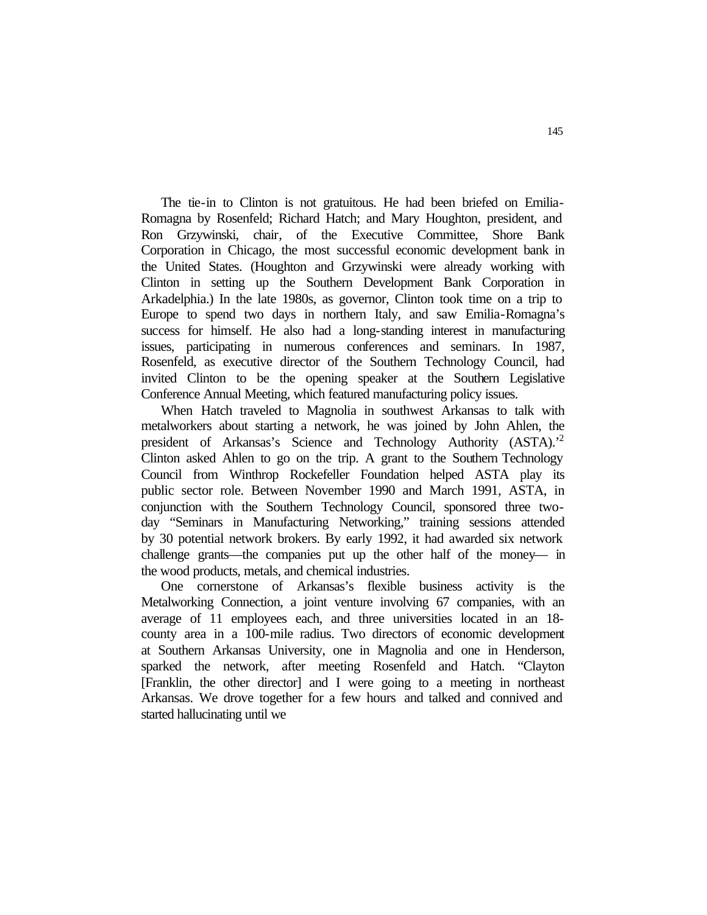The tie-in to Clinton is not gratuitous. He had been briefed on Emilia-Romagna by Rosenfeld; Richard Hatch; and Mary Houghton, president, and Ron Grzywinski, chair, of the Executive Committee, Shore Bank Corporation in Chicago, the most successful economic development bank in the United States. (Houghton and Grzywinski were already working with Clinton in setting up the Southern Development Bank Corporation in Arkadelphia.) In the late 1980s, as governor, Clinton took time on a trip to Europe to spend two days in northern Italy, and saw Emilia-Romagna's success for himself. He also had a long-standing interest in manufacturing issues, participating in numerous conferences and seminars. In 1987, Rosenfeld, as executive director of the Southern Technology Council, had invited Clinton to be the opening speaker at the Southern Legislative Conference Annual Meeting, which featured manufacturing policy issues.

When Hatch traveled to Magnolia in southwest Arkansas to talk with metalworkers about starting a network, he was joined by John Ahlen, the president of Arkansas's Science and Technology Authority (ASTA).'[2] Clinton asked Ahlen to go on the trip. A grant to the Southern Technology Council from Winthrop Rockefeller Foundation helped ASTA play its public sector role. Between November 1990 and March 1991, ASTA, in conjunction with the Southern Technology Council, sponsored three two-day "Seminars in Manufacturing Networking," training sessions attended by 30 potential network brokers. By early 1992, it had awarded six network challenge grants—the companies put up the other half of the money— in the wood products, metals, and chemical industries.

One cornerstone of Arkansas's flexible business activity is the Metalworking Connection, a joint venture involving 67 companies, with an average of 11 employees each, and three universities located in an 18-county area in a 100-mile radius. Two directors of economic development at Southern Arkansas University, one in Magnolia and one in Henderson, sparked the network, after meeting Rosenfeld and Hatch. "Clayton [Franklin, the other director] and I were going to a meeting in northeast Arkansas. We drove together for a few hours and talked and connived and started hallucinating until we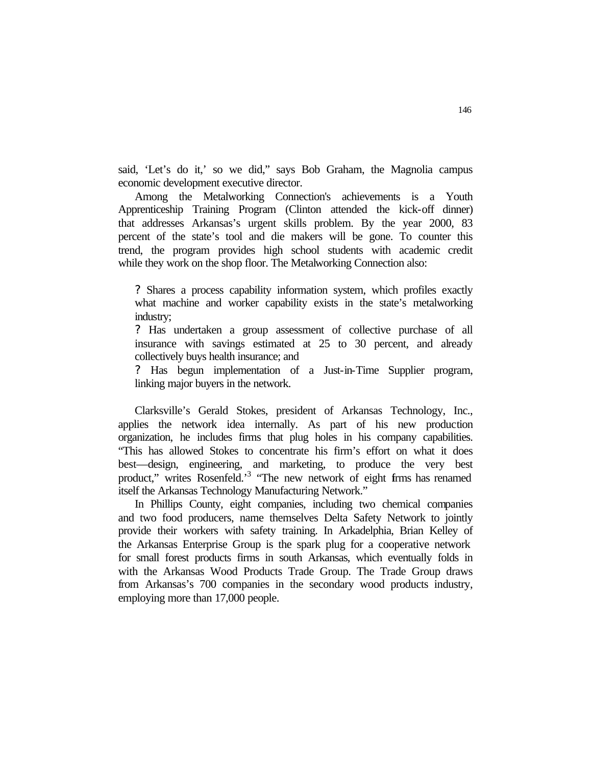said, 'Let's do it,' so we did," says Bob Graham, the Magnolia campus economic development executive director.

Among the Metalworking Connection's achievements is a Youth Apprenticeship Training Program (Clinton attended the kick-off dinner) that addresses Arkansas's urgent skills problem. By the year 2000, 83 percent of the state's tool and die makers will be gone. To counter this trend, the program provides high school students with academic credit while they work on the shop floor. The Metalworking Connection also:

- Shares a process capability information system, which profiles exactly what machine and worker capability exists in the state's metalworking industry;
- Has undertaken a group assessment of collective purchase of all insurance with savings estimated at 25 to 30 percent, and already collectively buys health insurance; and
- Has begun implementation of a Just-in-Time Supplier program, linking major buyers in the network.

Clarksville's Gerald Stokes, president of Arkansas Technology, Inc., applies the network idea internally. As part of his new production organization, he includes firms that plug holes in his company capabilities. "This has allowed Stokes to concentrate his firm's effort on what it does best—design, engineering, and marketing, to produce the very best product," writes Rosenfeld.'[3] "The new network of eight firms has renamed itself the Arkansas Technology Manufacturing Network."

In Phillips County, eight companies, including two chemical companies and two food producers, name themselves Delta Safety Network to jointly provide their workers with safety training. In Arkadelphia, Brian Kelley of the Arkansas Enterprise Group is the spark plug for a cooperative network for small forest products firms in south Arkansas, which eventually folds in with the Arkansas Wood Products Trade Group. The Trade Group draws from Arkansas's 700 companies in the secondary wood products industry, employing more than 17,000 people.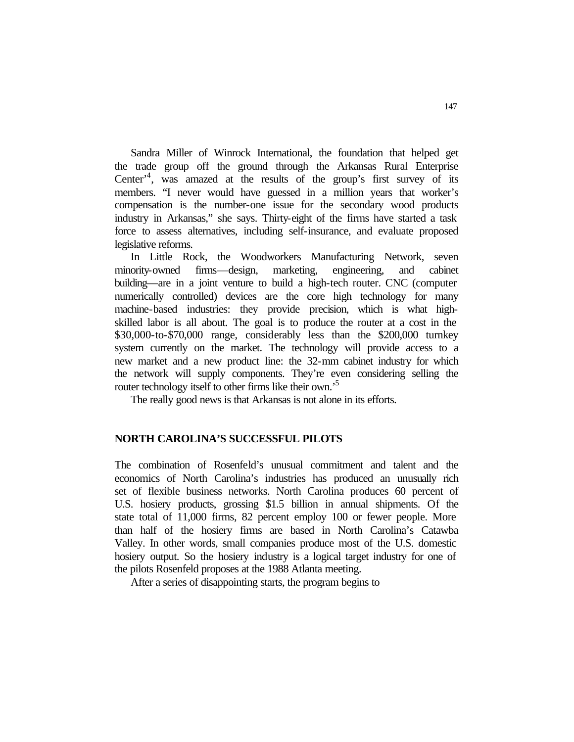Sandra Miller of Winrock International, the foundation that helped get the trade group off the ground through the Arkansas Rural Enterprise Center'[4], was amazed at the results of the group's first survey of its members. "I never would have guessed in a million years that worker's compensation is the number-one issue for the secondary wood products industry in Arkansas," she says. Thirty-eight of the firms have started a task force to assess alternatives, including self-insurance, and evaluate proposed legislative reforms.

In Little Rock, the Woodworkers Manufacturing Network, seven minority-owned firms—design, marketing, engineering, and cabinet building—are in a joint venture to build a high-tech router. CNC (computer numerically controlled) devices are the core high technology for many machine-based industries: they provide precision, which is what high-skilled labor is all about. The goal is to produce the router at a cost in the $30,000-to-$70,000 range, considerably less than the $200,000 turnkey system currently on the market. The technology will provide access to a new market and a new product line: the 32-mm cabinet industry for which the network will supply components. They're even considering selling the router technology itself to other firms like their own.'[5]

The really good news is that Arkansas is not alone in its efforts.

## NORTH CAROLINA'S SUCCESSFUL PILOTS

The combination of Rosenfeld's unusual commitment and talent and the economics of North Carolina's industries has produced an unusually rich set of flexible business networks. North Carolina produces 60 percent of U.S. hosiery products, grossing $1.5 billion in annual shipments. Of the state total of 11,000 firms, 82 percent employ 100 or fewer people. More than half of the hosiery firms are based in North Carolina's Catawba Valley. In other words, small companies produce most of the U.S. domestic hosiery output. So the hosiery industry is a logical target industry for one of the pilots Rosenfeld proposes at the 1988 Atlanta meeting.

After a series of disappointing starts, the program begins to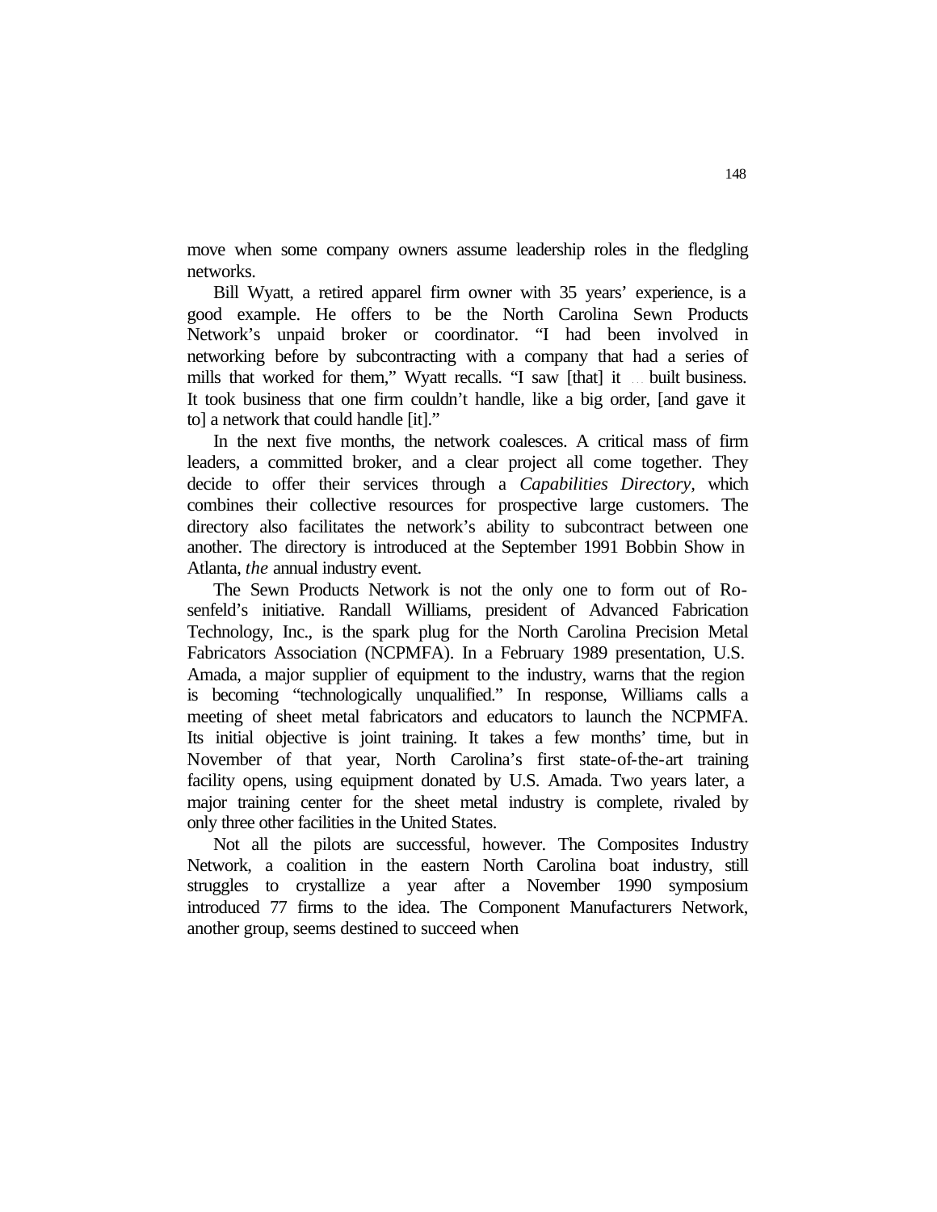move when some company owners assume leadership roles in the fledgling networks.

Bill Wyatt, a retired apparel firm owner with 35 years' experience, is a good example. He offers to be the North Carolina Sewn Products Network's unpaid broker or coordinator. "I had been involved in networking before by subcontracting with a company that had a series of mills that worked for them," Wyatt recalls. "I saw [that] it … built business. It took business that one firm couldn't handle, like a big order, [and gave it to] a network that could handle [it]."

In the next five months, the network coalesces. A critical mass of firm leaders, a committed broker, and a clear project all come together. They decide to offer their services through a *Capabilities Directory*, which combines their collective resources for prospective large customers. The directory also facilitates the network's ability to subcontract between one another. The directory is introduced at the September 1991 Bobbin Show in Atlanta, *the* annual industry event.

The Sewn Products Network is not the only one to form out of Rosenfeld's initiative. Randall Williams, president of Advanced Fabrication Technology, Inc., is the spark plug for the North Carolina Precision Metal Fabricators Association (NCPMFA). In a February 1989 presentation, U.S. Amada, a major supplier of equipment to the industry, warns that the region is becoming "technologically unqualified." In response, Williams calls a meeting of sheet metal fabricators and educators to launch the NCPMFA. Its initial objective is joint training. It takes a few months' time, but in November of that year, North Carolina's first state-of-the-art training facility opens, using equipment donated by U.S. Amada. Two years later, a major training center for the sheet metal industry is complete, rivaled by only three other facilities in the United States.

Not all the pilots are successful, however. The Composites Industry Network, a coalition in the eastern North Carolina boat industry, still struggles to crystallize a year after a November 1990 symposium introduced 77 firms to the idea. The Component Manufacturers Network, another group, seems destined to succeed when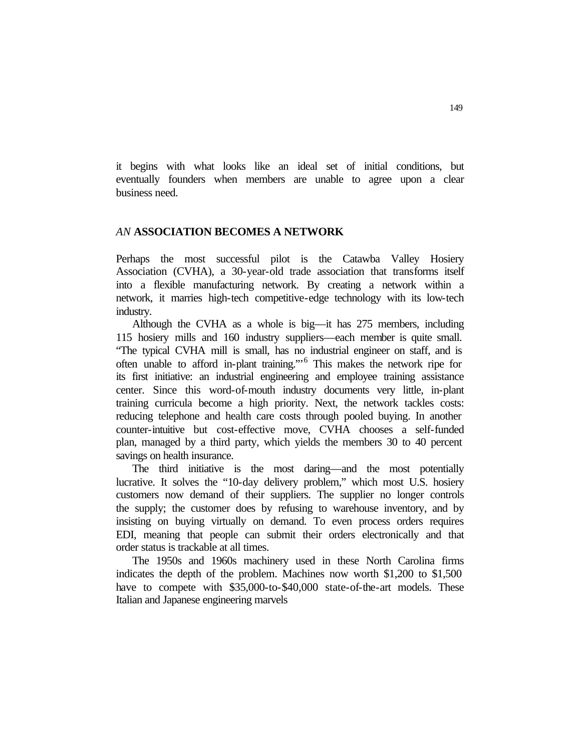it begins with what looks like an ideal set of initial conditions, but eventually founders when members are unable to agree upon a clear business need.

## *AN* ASSOCIATION BECOMES A NETWORK

Perhaps the most successful pilot is the Catawba Valley Hosiery Association (CVHA), a 30-year-old trade association that transforms itself into a flexible manufacturing network. By creating a network within a network, it marries high-tech competitive-edge technology with its low-tech industry.

Although the CVHA as a whole is big—it has 275 members, including 115 hosiery mills and 160 industry suppliers—each member is quite small. "The typical CVHA mill is small, has no industrial engineer on staff, and is often unable to afford in-plant training."'[6] This makes the network ripe for its first initiative: an industrial engineering and employee training assistance center. Since this word-of-mouth industry documents very little, in-plant training curricula become a high priority. Next, the network tackles costs: reducing telephone and health care costs through pooled buying. In another counter-intuitive but cost-effective move, CVHA chooses a self-funded plan, managed by a third party, which yields the members 30 to 40 percent savings on health insurance.

The third initiative is the most daring—and the most potentially lucrative. It solves the "10-day delivery problem," which most U.S. hosiery customers now demand of their suppliers. The supplier no longer controls the supply; the customer does by refusing to warehouse inventory, and by insisting on buying virtually on demand. To even process orders requires EDI, meaning that people can submit their orders electronically and that order status is trackable at all times.

The 1950s and 1960s machinery used in these North Carolina firms indicates the depth of the problem. Machines now worth $1,200 to $1,500 have to compete with $35,000-to-$40,000 state-of-the-art models. These Italian and Japanese engineering marvels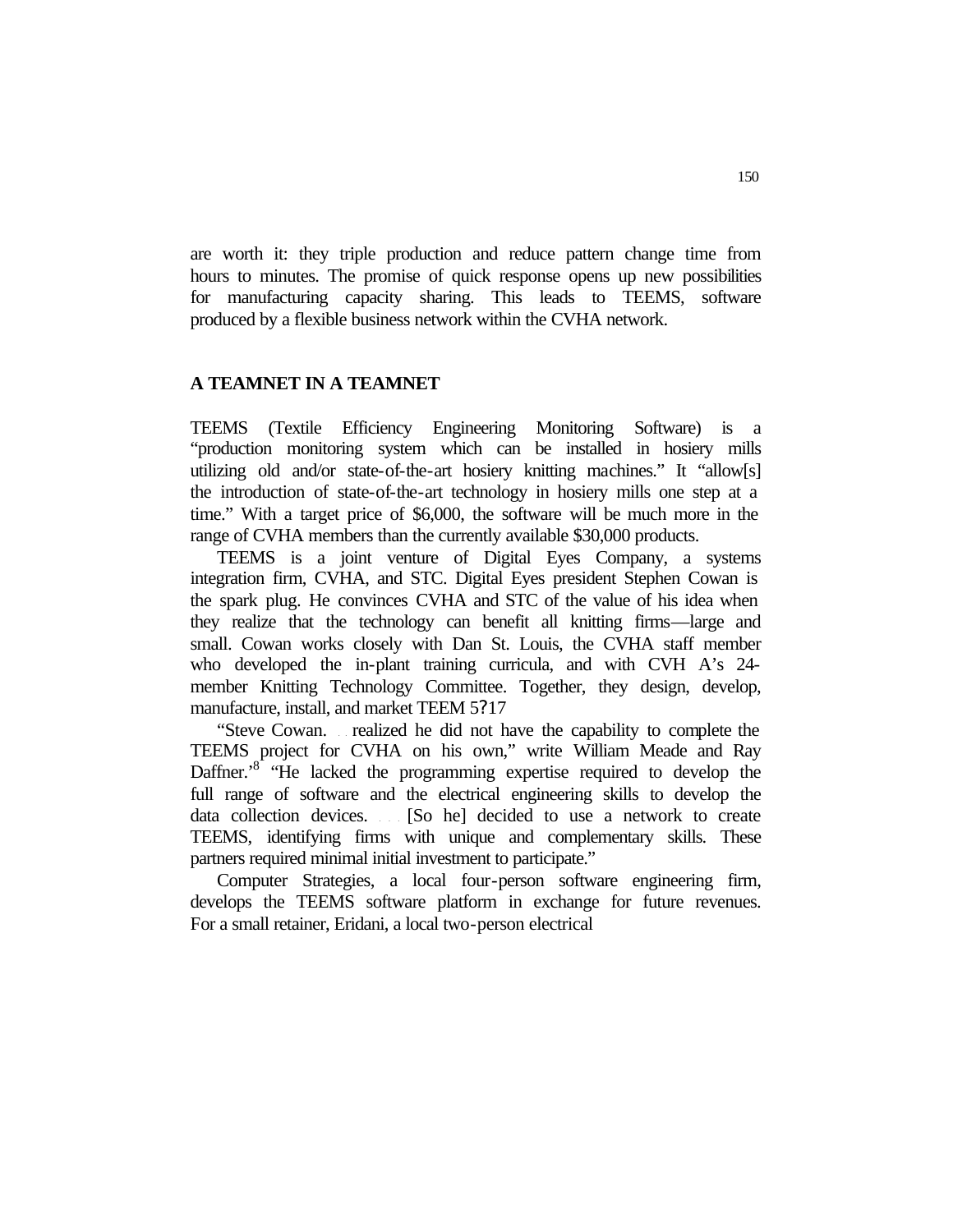are worth it: they triple production and reduce pattern change time from hours to minutes. The promise of quick response opens up new possibilities for manufacturing capacity sharing. This leads to TEEMS, software produced by a flexible business network within the CVHA network.

## A TEAMNET IN A TEAMNET

TEEMS (Textile Efficiency Engineering Monitoring Software) is a "production monitoring system which can be installed in hosiery mills utilizing old and/or state-of-the-art hosiery knitting machines." It "allow[s] the introduction of state-of-the-art technology in hosiery mills one step at a time." With a target price of $6,000, the software will be much more in the range of CVHA members than the currently available $30,000 products.

TEEMS is a joint venture of Digital Eyes Company, a systems integration firm, CVHA, and STC. Digital Eyes president Stephen Cowan is the spark plug. He convinces CVHA and STC of the value of his idea when they realize that the technology can benefit all knitting firms—large and small. Cowan works closely with Dan St. Louis, the CVHA staff member who developed the in-plant training curricula, and with CVH A's 24-member Knitting Technology Committee. Together, they design, develop, manufacture, install, and market TEEM 5?17

"Steve Cowan. . . realized he did not have the capability to complete the TEEMS project for CVHA on his own," write William Meade and Ray Daffner.'[8] "He lacked the programming expertise required to develop the full range of software and the electrical engineering skills to develop the data collection devices. . . . [So he] decided to use a network to create TEEMS, identifying firms with unique and complementary skills. These partners required minimal initial investment to participate."

Computer Strategies, a local four-person software engineering firm, develops the TEEMS software platform in exchange for future revenues. For a small retainer, Eridani, a local two-person electrical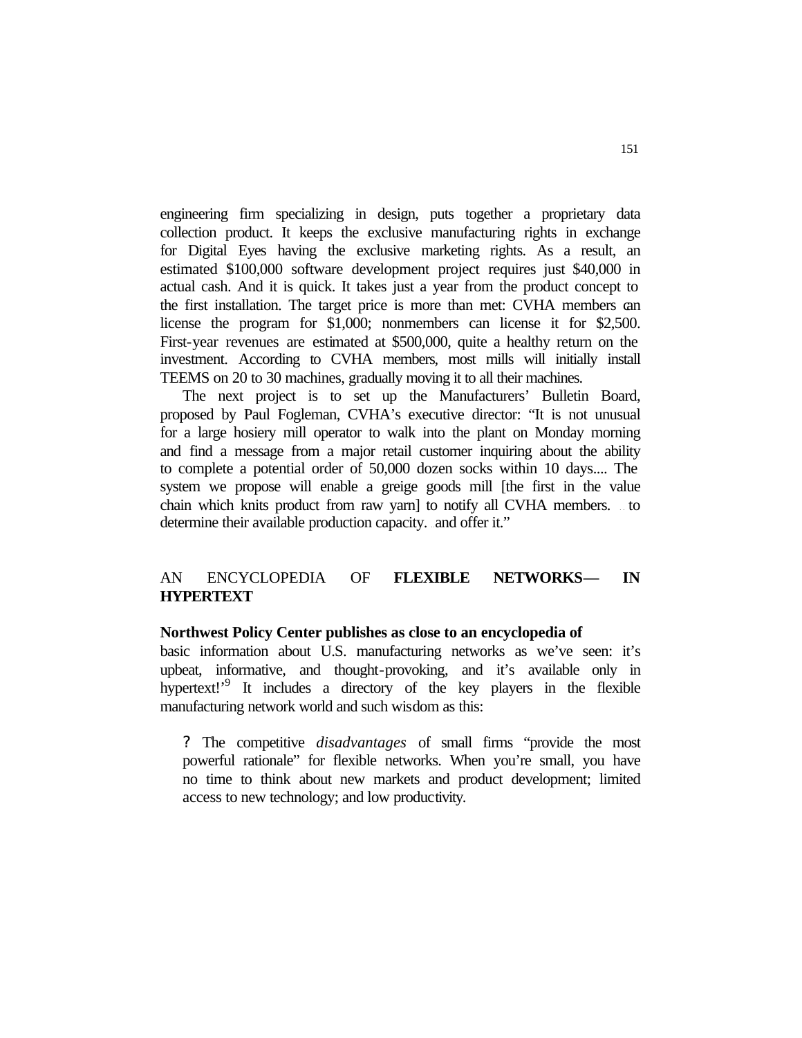engineering firm specializing in design, puts together a proprietary data collection product. It keeps the exclusive manufacturing rights in exchange for Digital Eyes having the exclusive marketing rights. As a result, an estimated $100,000 software development project requires just $40,000 in actual cash. And it is quick. It takes just a year from the product concept to the first installation. The target price is more than met: CVHA members can license the program for $1,000; nonmembers can license it for $2,500. First-year revenues are estimated at $500,000, quite a healthy return on the investment. According to CVHA members, most mills will initially install TEEMS on 20 to 30 machines, gradually moving it to all their machines.

The next project is to set up the Manufacturers' Bulletin Board, proposed by Paul Fogleman, CVHA's executive director: "It is not unusual for a large hosiery mill operator to walk into the plant on Monday morning and find a message from a major retail customer inquiring about the ability to complete a potential order of 50,000 dozen socks within 10 days.... The system we propose will enable a greige goods mill [the first in the value chain which knits product from raw yarn] to notify all CVHA members. ... to determine their available production capacity. ..and offer it."

## AN ENCYCLOPEDIA OF **FLEXIBLE NETWORKS— IN HYPERTEXT**

**Northwest Policy Center publishes as close to an encyclopedia of** basic information about U.S. manufacturing networks as we've seen: it's upbeat, informative, and thought-provoking, and it's available only in hypertext!'[9] It includes a directory of the key players in the flexible manufacturing network world and such wisdom as this:

- The competitive *disadvantages* of small firms "provide the most powerful rationale" for flexible networks. When you're small, you have no time to think about new markets and product development; limited access to new technology; and low productivity.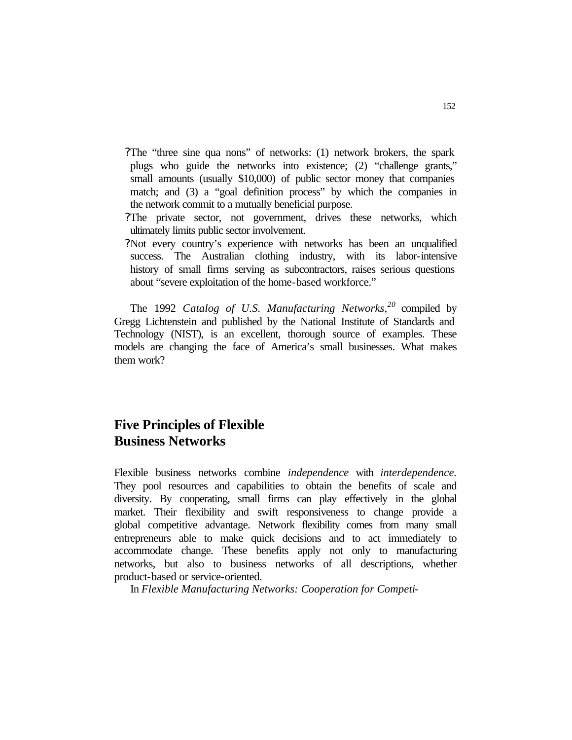- The "three sine qua nons" of networks: (1) network brokers, the spark plugs who guide the networks into existence; (2) "challenge grants," small amounts (usually $10,000) of public sector money that companies match; and (3) a "goal definition process" by which the companies in the network commit to a mutually beneficial purpose.
- The private sector, not government, drives these networks, which ultimately limits public sector involvement.
- Not every country's experience with networks has been an unqualified success. The Australian clothing industry, with its labor-intensive history of small firms serving as subcontractors, raises serious questions about "severe exploitation of the home-based workforce."

The 1992 *Catalog of U.S. Manufacturing Networks*,[20] compiled by Gregg Lichtenstein and published by the National Institute of Standards and Technology (NIST), is an excellent, thorough source of examples. These models are changing the face of America's small businesses. What makes them work?

## Five Principles of Flexible Business Networks

Flexible business networks combine *independence* with *interdependence.* They pool resources and capabilities to obtain the benefits of scale and diversity. By cooperating, small firms can play effectively in the global market. Their flexibility and swift responsiveness to change provide a global competitive advantage. Network flexibility comes from many small entrepreneurs able to make quick decisions and to act immediately to accommodate change. These benefits apply not only to manufacturing networks, but also to business networks of all descriptions, whether product-based or service-oriented.

In *Flexible Manufacturing Networks: Cooperation for Competi-*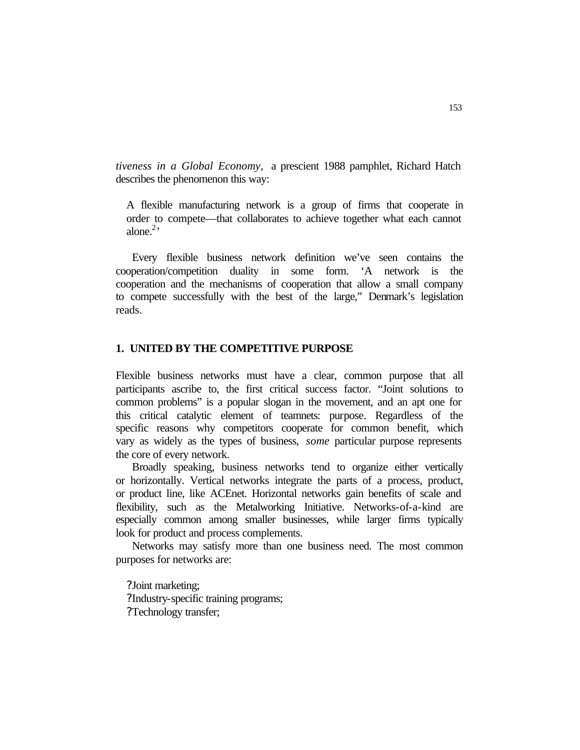*tiveness in a Global Economy*, a prescient 1988 pamphlet, Richard Hatch describes the phenomenon this way:

> A flexible manufacturing network is a group of firms that cooperate in order to compete—that collaborates to achieve together what each cannot alone.[2]'

Every flexible business network definition we've seen contains the cooperation/competition duality in some form. 'A network is the cooperation and the mechanisms of cooperation that allow a small company to compete successfully with the best of the large," Denmark's legislation reads.

## 1. UNITED BY THE COMPETITIVE PURPOSE

Flexible business networks must have a clear, common purpose that all participants ascribe to, the first critical success factor. "Joint solutions to common problems" is a popular slogan in the movement, and an apt one for this critical catalytic element of teamnets: purpose. Regardless of the specific reasons why competitors cooperate for common benefit, which vary as widely as the types of business, *some* particular purpose represents the core of every network.

Broadly speaking, business networks tend to organize either vertically or horizontally. Vertical networks integrate the parts of a process, product, or product line, like ACEnet. Horizontal networks gain benefits of scale and flexibility, such as the Metalworking Initiative. Networks-of-a-kind are especially common among smaller businesses, while larger firms typically look for product and process complements.

Networks may satisfy more than one business need. The most common purposes for networks are:

- Joint marketing;
- Industry-specific training programs;
- Technology transfer;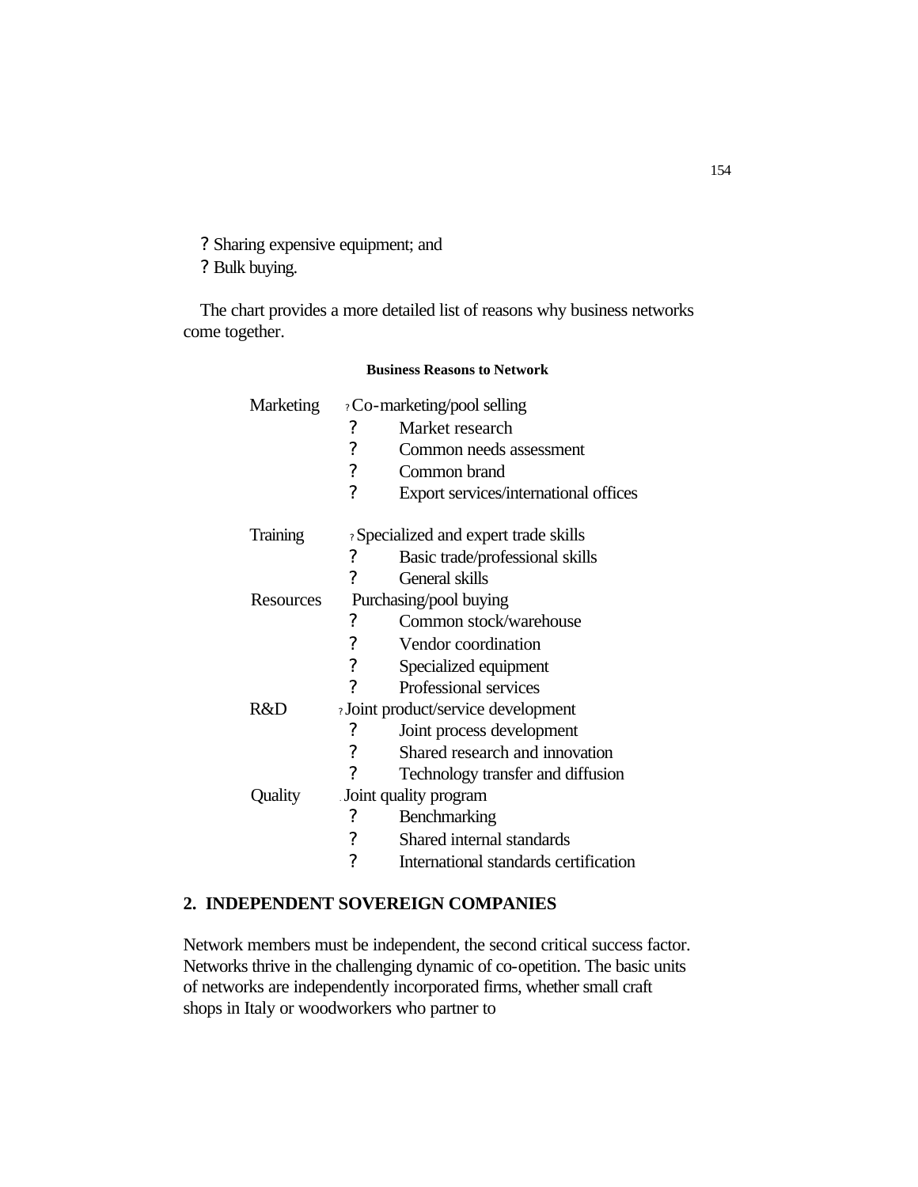? Sharing expensive equipment; and
? Bulk buying.

The chart provides a more detailed list of reasons why business networks come together.

**Business Reasons to Network**

| | |
|---|---|
| Marketing | ? Co-marketing/pool selling |
| | ? Market research |
| | ? Common needs assessment |
| | ? Common brand |
| | ? Export services/international offices |
| Training | ? Specialized and expert trade skills |
| | ? Basic trade/professional skills |
| | ? General skills |
| Resources | Purchasing/pool buying |
| | ? Common stock/warehouse |
| | ? Vendor coordination |
| | ? Specialized equipment |
| | ? Professional services |
| R&D | ? Joint product/service development |
| | ? Joint process development |
| | ? Shared research and innovation |
| | ? Technology transfer and diffusion |
| Quality | . Joint quality program |
| | ? Benchmarking |
| | ? Shared internal standards |
| | ? International standards certification |

## 2. INDEPENDENT SOVEREIGN COMPANIES

Network members must be independent, the second critical success factor. Networks thrive in the challenging dynamic of co-opetition. The basic units of networks are independently incorporated firms, whether small craft shops in Italy or woodworkers who partner to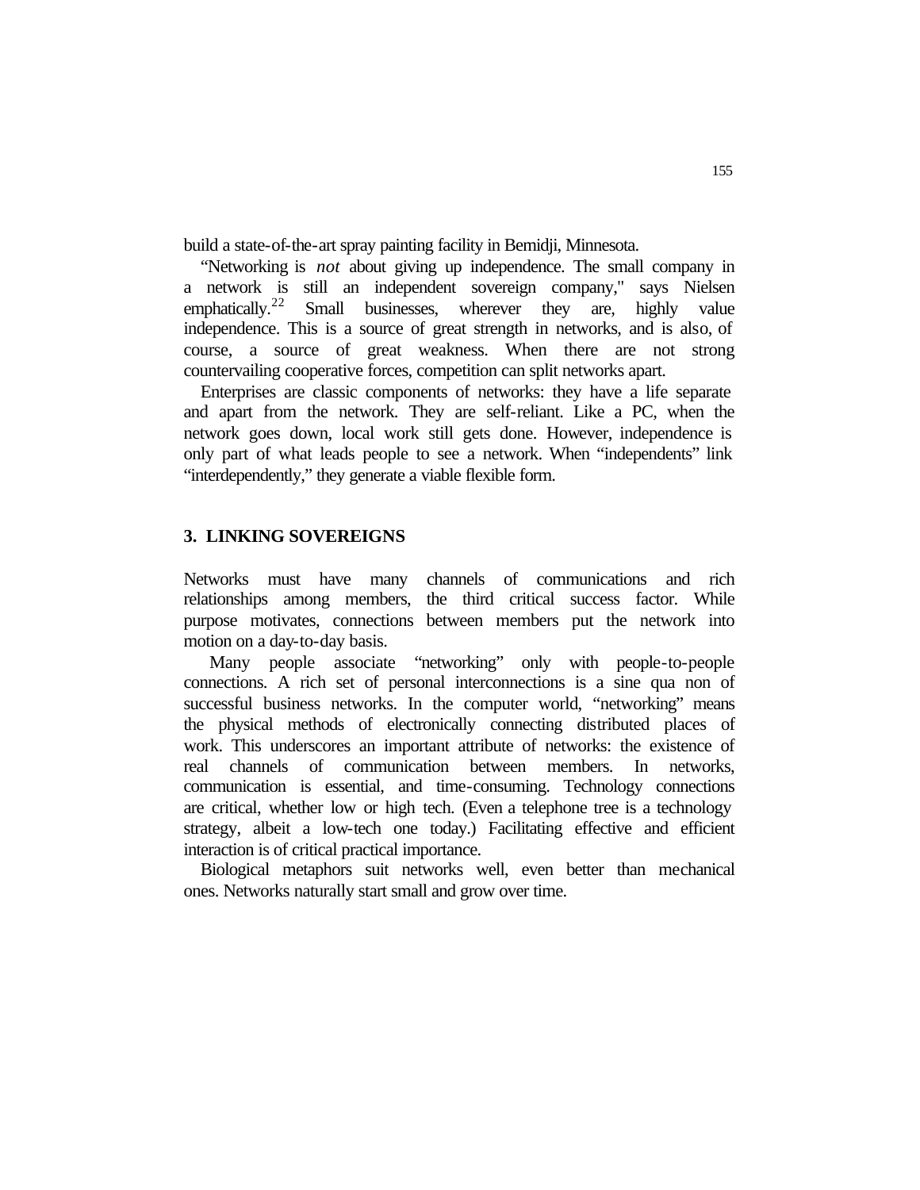build a state-of-the-art spray painting facility in Bemidji, Minnesota.

"Networking is *not* about giving up independence. The small company in a network is still an independent sovereign company," says Nielsen emphatically.[22] Small businesses, wherever they are, highly value independence. This is a source of great strength in networks, and is also, of course, a source of great weakness. When there are not strong countervailing cooperative forces, competition can split networks apart.

Enterprises are classic components of networks: they have a life separate and apart from the network. They are self-reliant. Like a PC, when the network goes down, local work still gets done. However, independence is only part of what leads people to see a network. When "independents" link "interdependently," they generate a viable flexible form.

## 3. LINKING SOVEREIGNS

Networks must have many channels of communications and rich relationships among members, the third critical success factor. While purpose motivates, connections between members put the network into motion on a day-to-day basis.

Many people associate "networking" only with people-to-people connections. A rich set of personal interconnections is a sine qua non of successful business networks. In the computer world, "networking" means the physical methods of electronically connecting distributed places of work. This underscores an important attribute of networks: the existence of real channels of communication between members. In networks, communication is essential, and time-consuming. Technology connections are critical, whether low or high tech. (Even a telephone tree is a technology strategy, albeit a low-tech one today.) Facilitating effective and efficient interaction is of critical practical importance.

Biological metaphors suit networks well, even better than mechanical ones. Networks naturally start small and grow over time.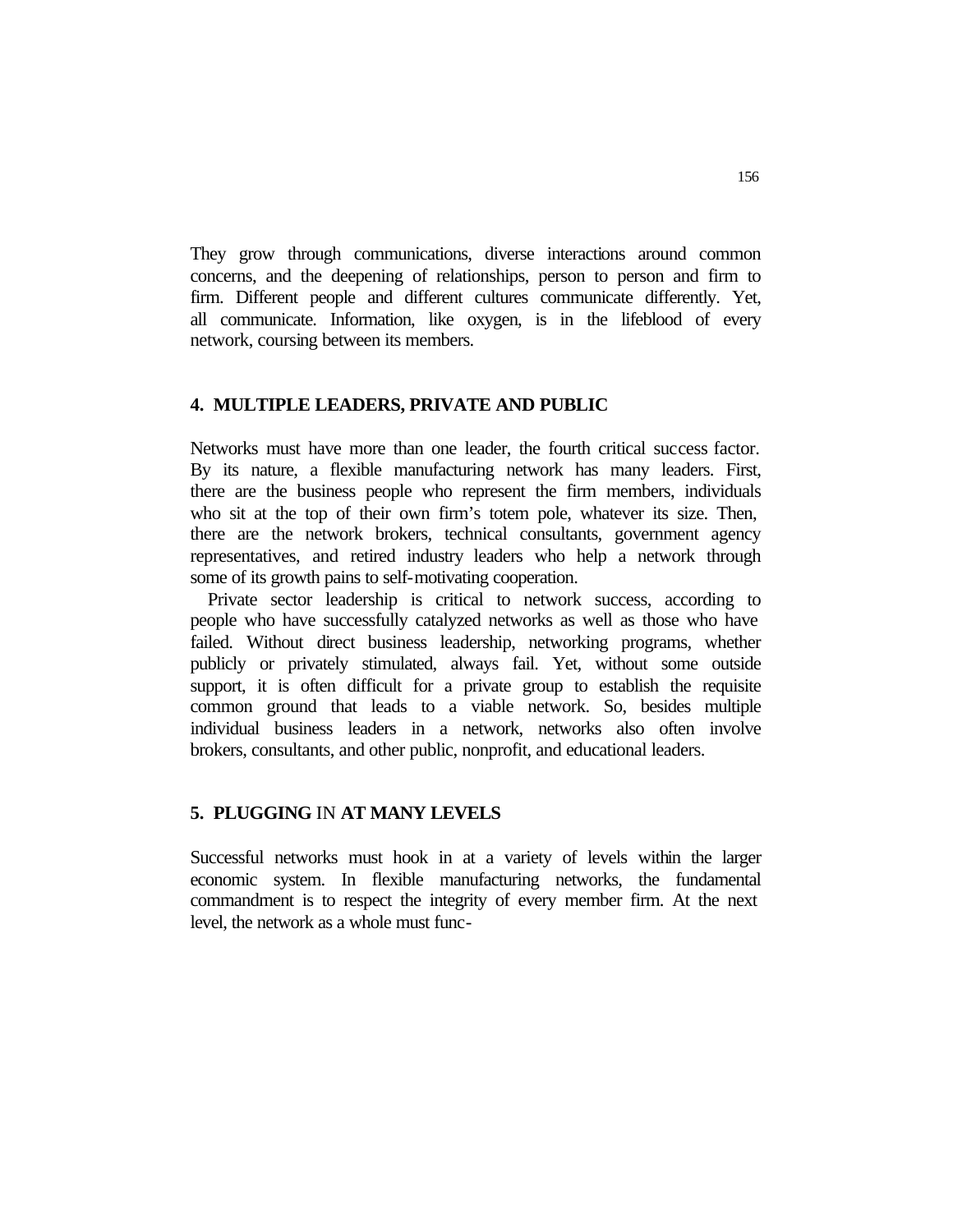They grow through communications, diverse interactions around common concerns, and the deepening of relationships, person to person and firm to firm. Different people and different cultures communicate differently. Yet, all communicate. Information, like oxygen, is in the lifeblood of every network, coursing between its members.

## 4. MULTIPLE LEADERS, PRIVATE AND PUBLIC

Networks must have more than one leader, the fourth critical success factor. By its nature, a flexible manufacturing network has many leaders. First, there are the business people who represent the firm members, individuals who sit at the top of their own firm's totem pole, whatever its size. Then, there are the network brokers, technical consultants, government agency representatives, and retired industry leaders who help a network through some of its growth pains to self-motivating cooperation.

Private sector leadership is critical to network success, according to people who have successfully catalyzed networks as well as those who have failed. Without direct business leadership, networking programs, whether publicly or privately stimulated, always fail. Yet, without some outside support, it is often difficult for a private group to establish the requisite common ground that leads to a viable network. So, besides multiple individual business leaders in a network, networks also often involve brokers, consultants, and other public, nonprofit, and educational leaders.

## 5. PLUGGING IN AT MANY LEVELS

Successful networks must hook in at a variety of levels within the larger economic system. In flexible manufacturing networks, the fundamental commandment is to respect the integrity of every member firm. At the next level, the network as a whole must func-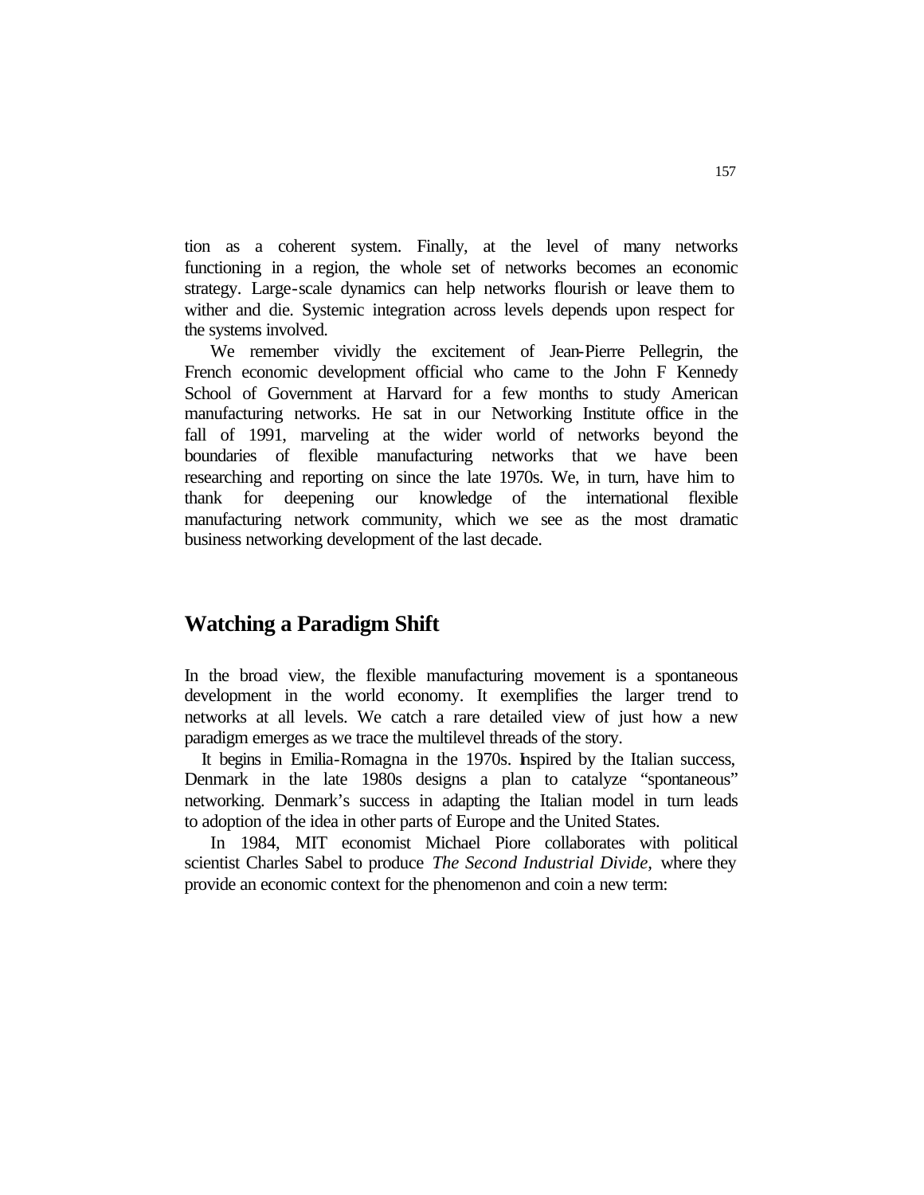tion as a coherent system. Finally, at the level of many networks functioning in a region, the whole set of networks becomes an economic strategy. Large-scale dynamics can help networks flourish or leave them to wither and die. Systemic integration across levels depends upon respect for the systems involved.

We remember vividly the excitement of Jean-Pierre Pellegrin, the French economic development official who came to the John F Kennedy School of Government at Harvard for a few months to study American manufacturing networks. He sat in our Networking Institute office in the fall of 1991, marveling at the wider world of networks beyond the boundaries of flexible manufacturing networks that we have been researching and reporting on since the late 1970s. We, in turn, have him to thank for deepening our knowledge of the international flexible manufacturing network community, which we see as the most dramatic business networking development of the last decade.

## Watching a Paradigm Shift

In the broad view, the flexible manufacturing movement is a spontaneous development in the world economy. It exemplifies the larger trend to networks at all levels. We catch a rare detailed view of just how a new paradigm emerges as we trace the multilevel threads of the story.

It begins in Emilia-Romagna in the 1970s. Inspired by the Italian success, Denmark in the late 1980s designs a plan to catalyze "spontaneous" networking. Denmark's success in adapting the Italian model in turn leads to adoption of the idea in other parts of Europe and the United States.

In 1984, MIT economist Michael Piore collaborates with political scientist Charles Sabel to produce *The Second Industrial Divide*, where they provide an economic context for the phenomenon and coin a new term: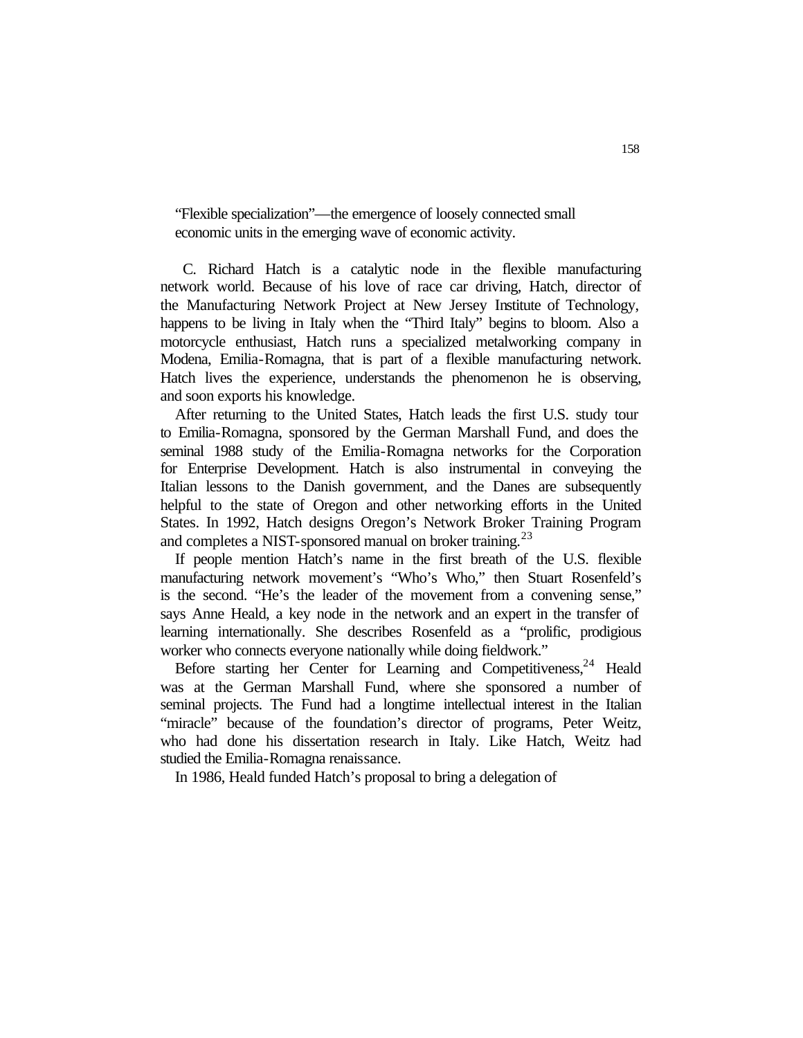"Flexible specialization"—the emergence of loosely connected small economic units in the emerging wave of economic activity.

C. Richard Hatch is a catalytic node in the flexible manufacturing network world. Because of his love of race car driving, Hatch, director of the Manufacturing Network Project at New Jersey Institute of Technology, happens to be living in Italy when the "Third Italy" begins to bloom. Also a motorcycle enthusiast, Hatch runs a specialized metalworking company in Modena, Emilia-Romagna, that is part of a flexible manufacturing network. Hatch lives the experience, understands the phenomenon he is observing, and soon exports his knowledge.

After returning to the United States, Hatch leads the first U.S. study tour to Emilia-Romagna, sponsored by the German Marshall Fund, and does the seminal 1988 study of the Emilia-Romagna networks for the Corporation for Enterprise Development. Hatch is also instrumental in conveying the Italian lessons to the Danish government, and the Danes are subsequently helpful to the state of Oregon and other networking efforts in the United States. In 1992, Hatch designs Oregon's Network Broker Training Program and completes a NIST-sponsored manual on broker training.[23]

If people mention Hatch's name in the first breath of the U.S. flexible manufacturing network movement's "Who's Who," then Stuart Rosenfeld's is the second. "He's the leader of the movement from a convening sense," says Anne Heald, a key node in the network and an expert in the transfer of learning internationally. She describes Rosenfeld as a "prolific, prodigious worker who connects everyone nationally while doing fieldwork."

Before starting her Center for Learning and Competitiveness,[24] Heald was at the German Marshall Fund, where she sponsored a number of seminal projects. The Fund had a longtime intellectual interest in the Italian "miracle" because of the foundation's director of programs, Peter Weitz, who had done his dissertation research in Italy. Like Hatch, Weitz had studied the Emilia-Romagna renaissance.

In 1986, Heald funded Hatch's proposal to bring a delegation of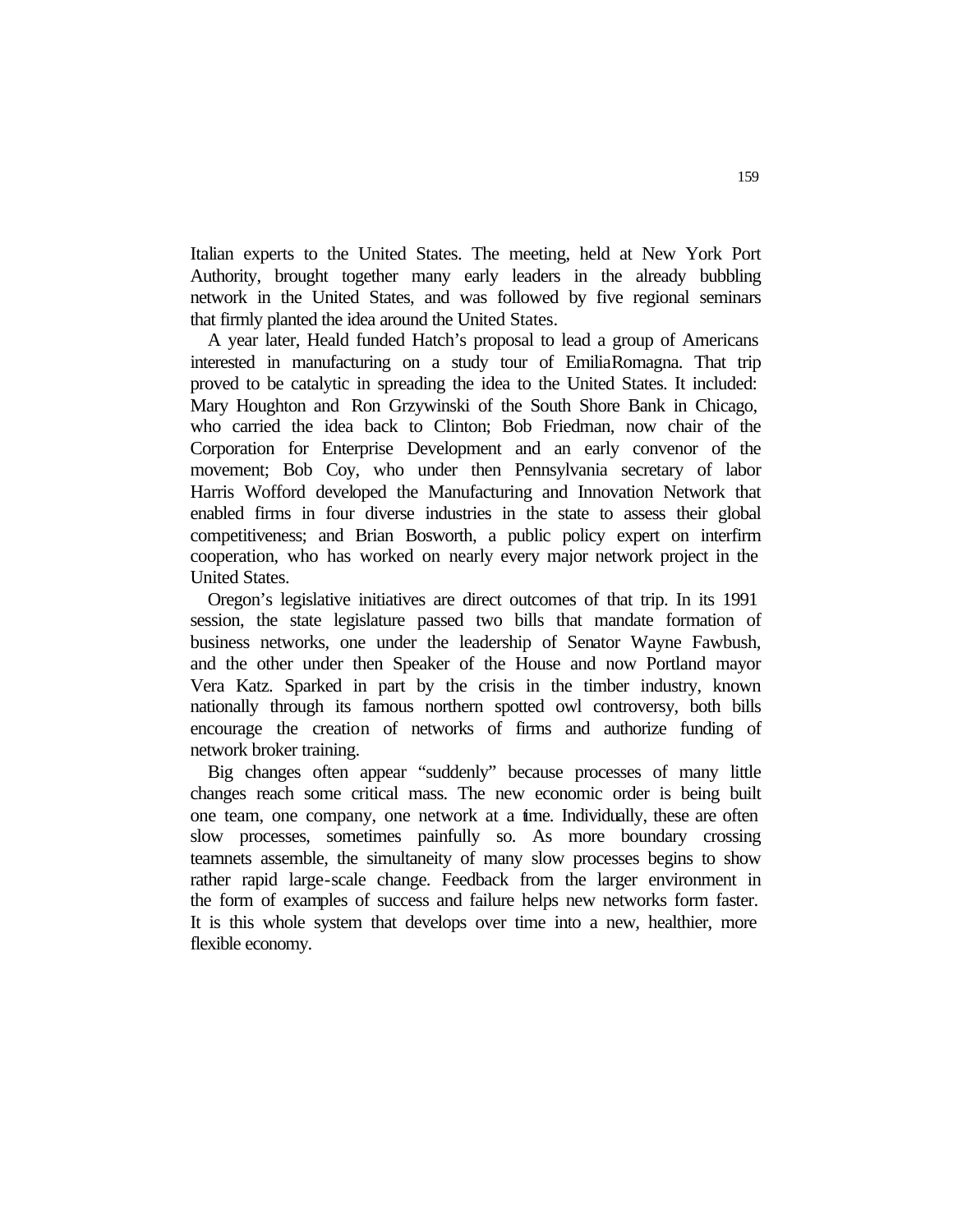Italian experts to the United States. The meeting, held at New York Port Authority, brought together many early leaders in the already bubbling network in the United States, and was followed by five regional seminars that firmly planted the idea around the United States.

A year later, Heald funded Hatch's proposal to lead a group of Americans interested in manufacturing on a study tour of EmiliaRomagna. That trip proved to be catalytic in spreading the idea to the United States. It included: Mary Houghton and Ron Grzywinski of the South Shore Bank in Chicago, who carried the idea back to Clinton; Bob Friedman, now chair of the Corporation for Enterprise Development and an early convenor of the movement; Bob Coy, who under then Pennsylvania secretary of labor Harris Wofford developed the Manufacturing and Innovation Network that enabled firms in four diverse industries in the state to assess their global competitiveness; and Brian Bosworth, a public policy expert on interfirm cooperation, who has worked on nearly every major network project in the United States.

Oregon's legislative initiatives are direct outcomes of that trip. In its 1991 session, the state legislature passed two bills that mandate formation of business networks, one under the leadership of Senator Wayne Fawbush, and the other under then Speaker of the House and now Portland mayor Vera Katz. Sparked in part by the crisis in the timber industry, known nationally through its famous northern spotted owl controversy, both bills encourage the creation of networks of firms and authorize funding of network broker training.

Big changes often appear "suddenly" because processes of many little changes reach some critical mass. The new economic order is being built one team, one company, one network at a time. Individually, these are often slow processes, sometimes painfully so. As more boundary crossing teamnets assemble, the simultaneity of many slow processes begins to show rather rapid large-scale change. Feedback from the larger environment in the form of examples of success and failure helps new networks form faster. It is this whole system that develops over time into a new, healthier, more flexible economy.